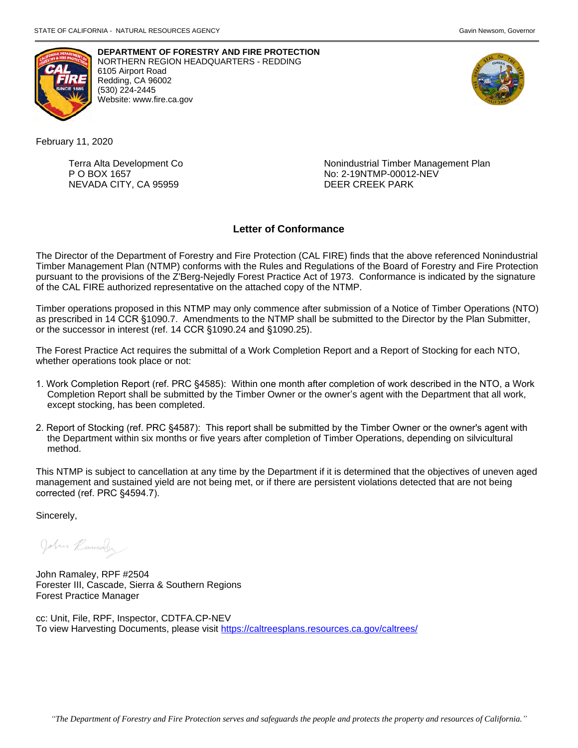STATE OF CALIFORNIA - NATURAL RESOURCES AGENCY

Gavin Newsom, Governor

**DEPARTMENT OF FORESTRY AND FIRE PROTECTION**
NORTHERN REGION HEADQUARTERS - REDDING
6105 Airport Road
Redding, CA 96002
(530) 224-2445
Website: www.fire.ca.gov

February 11, 2020

Terra Alta Development Co
P O BOX 1657
NEVADA CITY, CA 95959

Nonindustrial Timber Management Plan
No: 2-19NTMP-00012-NEV
DEER CREEK PARK

## Letter of Conformance

The Director of the Department of Forestry and Fire Protection (CAL FIRE) finds that the above referenced Nonindustrial Timber Management Plan (NTMP) conforms with the Rules and Regulations of the Board of Forestry and Fire Protection pursuant to the provisions of the Z'Berg-Nejedly Forest Practice Act of 1973. Conformance is indicated by the signature of the CAL FIRE authorized representative on the attached copy of the NTMP.

Timber operations proposed in this NTMP may only commence after submission of a Notice of Timber Operations (NTO) as prescribed in 14 CCR §1090.7. Amendments to the NTMP shall be submitted to the Director by the Plan Submitter, or the successor in interest (ref. 14 CCR §1090.24 and §1090.25).

The Forest Practice Act requires the submittal of a Work Completion Report and a Report of Stocking for each NTO, whether operations took place or not:

1. Work Completion Report (ref. PRC §4585): Within one month after completion of work described in the NTO, a Work Completion Report shall be submitted by the Timber Owner or the owner's agent with the Department that all work, except stocking, has been completed.

2. Report of Stocking (ref. PRC §4587): This report shall be submitted by the Timber Owner or the owner's agent with the Department within six months or five years after completion of Timber Operations, depending on silvicultural method.

This NTMP is subject to cancellation at any time by the Department if it is determined that the objectives of uneven aged management and sustained yield are not being met, or if there are persistent violations detected that are not being corrected (ref. PRC §4594.7).

Sincerely,

John Ramaley

John Ramaley, RPF #2504
Forester III, Cascade, Sierra & Southern Regions
Forest Practice Manager

cc: Unit, File, RPF, Inspector, CDTFA.CP-NEV
To view Harvesting Documents, please visit https://caltreesplans.resources.ca.gov/caltrees/

*"The Department of Forestry and Fire Protection serves and safeguards the people and protects the property and resources of California."*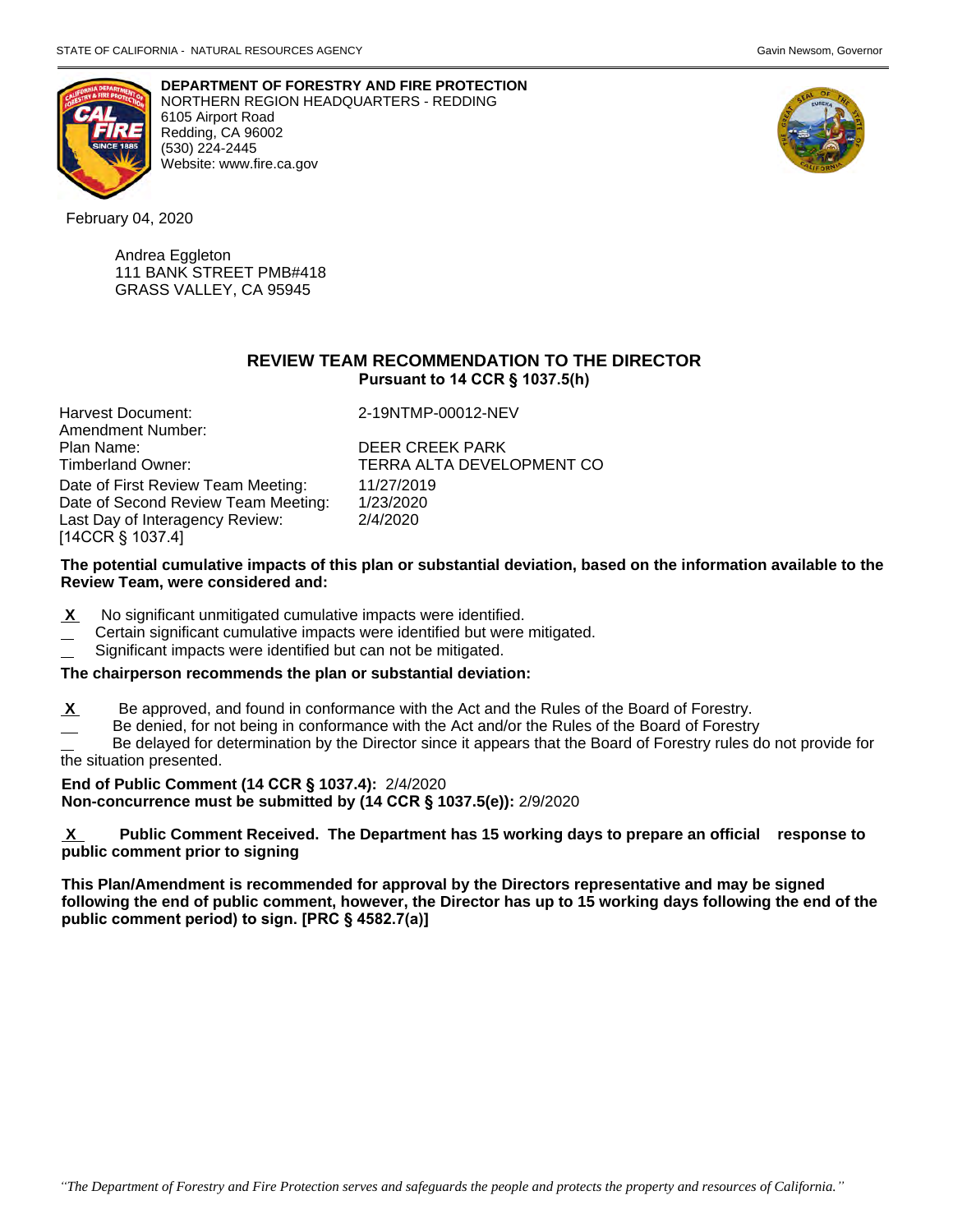STATE OF CALIFORNIA - NATURAL RESOURCES AGENCY

Gavin Newsom, Governor

**DEPARTMENT OF FORESTRY AND FIRE PROTECTION**
NORTHERN REGION HEADQUARTERS - REDDING
6105 Airport Road
Redding, CA 96002
(530) 224-2445
Website: www.fire.ca.gov

February 04, 2020

Andrea Eggleton
111 BANK STREET PMB#418
GRASS VALLEY, CA 95945

## REVIEW TEAM RECOMMENDATION TO THE DIRECTOR

**Pursuant to 14 CCR § 1037.5(h)**

| | |
|---|---|
| Harvest Document: | 2-19NTMP-00012-NEV |
| Amendment Number: | |
| Plan Name: | DEER CREEK PARK |
| Timberland Owner: | TERRA ALTA DEVELOPMENT CO |
| Date of First Review Team Meeting: | 11/27/2019 |
| Date of Second Review Team Meeting: | 1/23/2020 |
| Last Day of Interagency Review: [14CCR § 1037.4] | 2/4/2020 |

**The potential cumulative impacts of this plan or substantial deviation, based on the information available to the Review Team, were considered and:**

- X No significant unmitigated cumulative impacts were identified.
- __ Certain significant cumulative impacts were identified but were mitigated.
- __ Significant impacts were identified but can not be mitigated.

**The chairperson recommends the plan or substantial deviation:**

- X Be approved, and found in conformance with the Act and the Rules of the Board of Forestry.
- __ Be denied, for not being in conformance with the Act and/or the Rules of the Board of Forestry
- __ Be delayed for determination by the Director since it appears that the Board of Forestry rules do not provide for the situation presented.

**End of Public Comment (14 CCR § 1037.4):** 2/4/2020
**Non-concurrence must be submitted by (14 CCR § 1037.5(e)):** 2/9/2020

X **Public Comment Received. The Department has 15 working days to prepare an official response to public comment prior to signing**

**This Plan/Amendment is recommended for approval by the Directors representative and may be signed following the end of public comment, however, the Director has up to 15 working days following the end of the public comment period) to sign. [PRC § 4582.7(a)]**

*"The Department of Forestry and Fire Protection serves and safeguards the people and protects the property and resources of California."*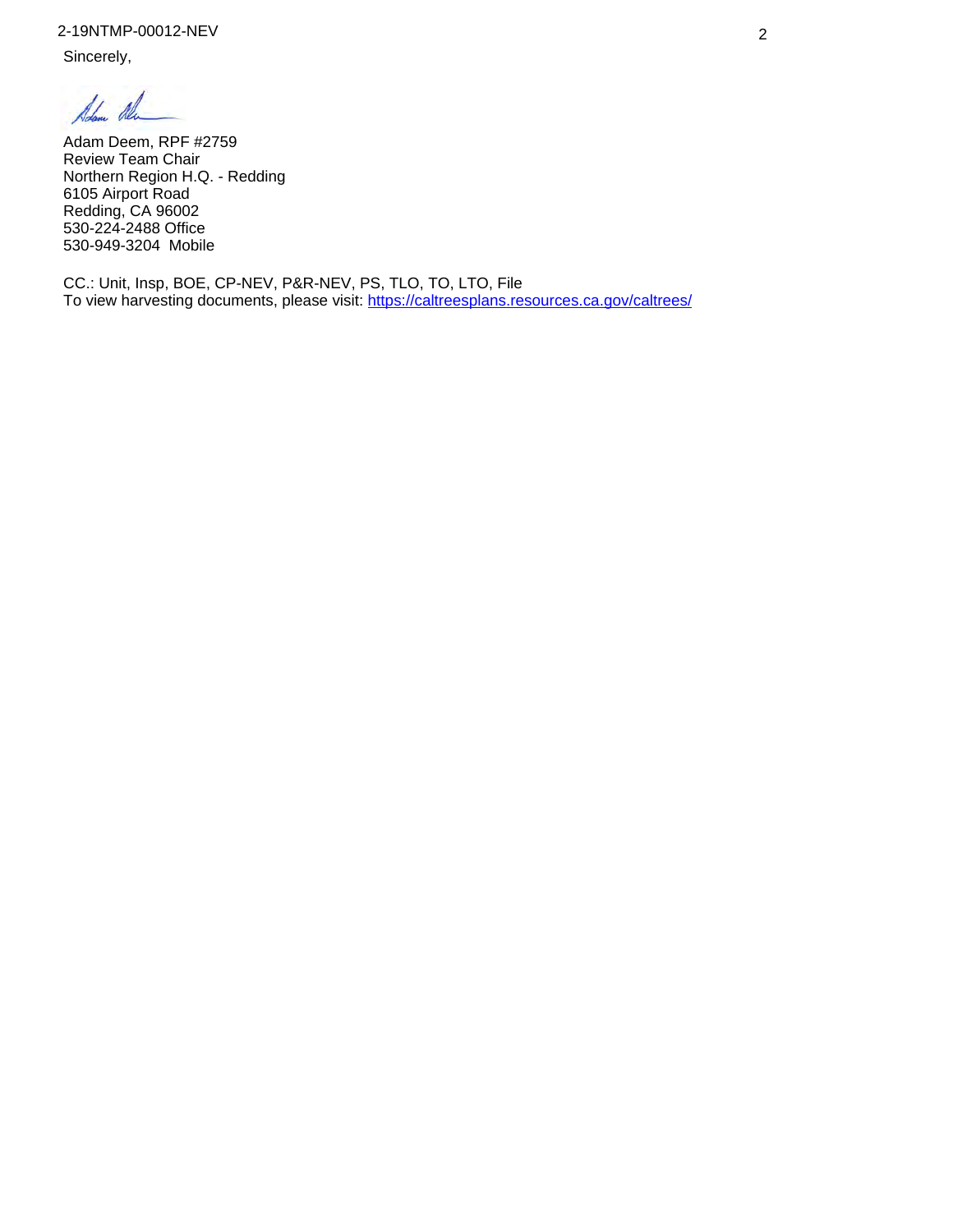Sincerely,

Adam Deem, RPF #2759
Review Team Chair
Northern Region H.Q. - Redding
6105 Airport Road
Redding, CA 96002
530-224-2488 Office
530-949-3204 Mobile

CC.: Unit, Insp, BOE, CP-NEV, P&R-NEV, PS, TLO, TO, LTO, File
To view harvesting documents, please visit: https://caltreesplans.resources.ca.gov/caltrees/